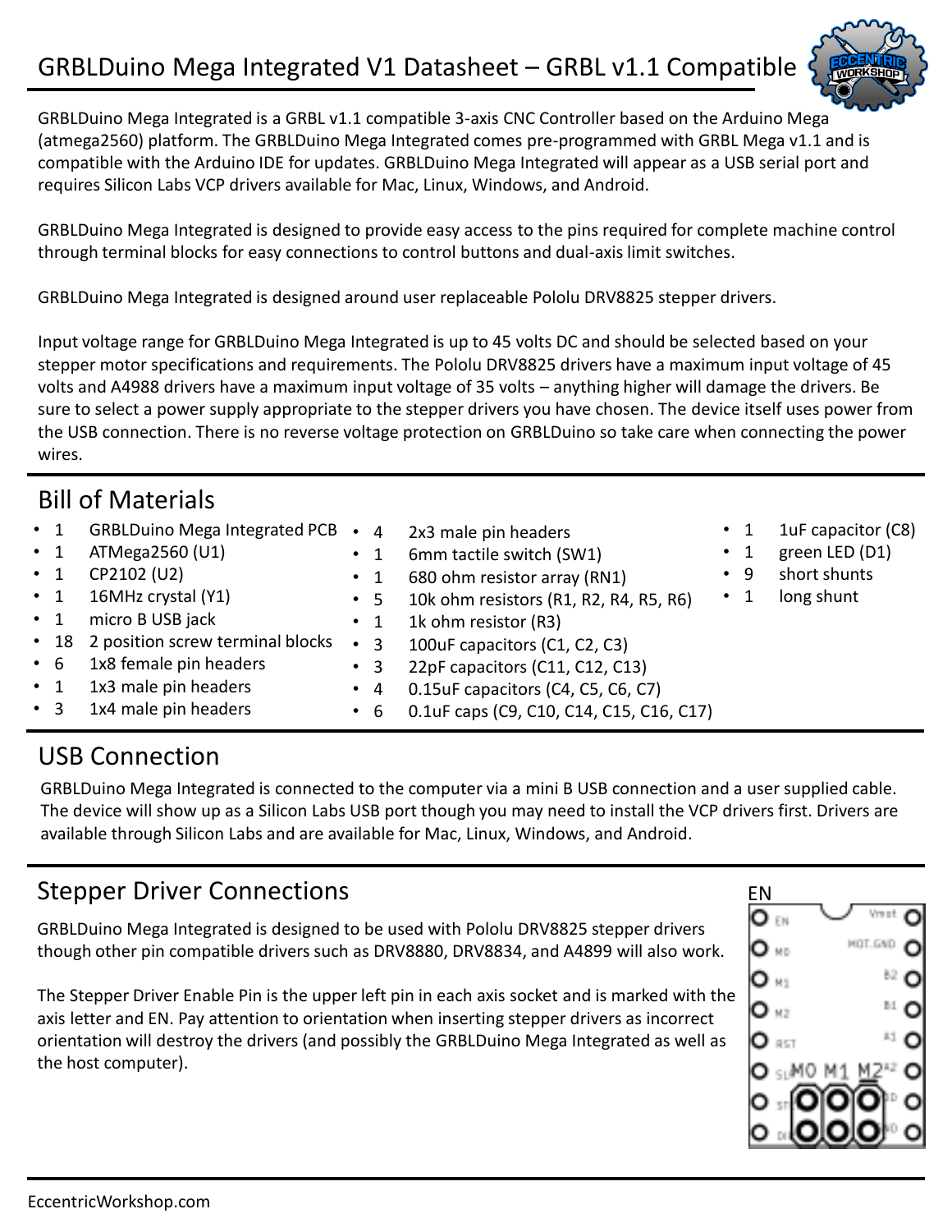# GRBLDuino Mega Integrated V1 Datasheet – GRBL v1.1 Compatible

GRBLDuino Mega Integrated is a GRBL v1.1 compatible 3-axis CNC Controller based on the Arduino Mega (atmega2560) platform. The GRBLDuino Mega Integrated comes pre-programmed with GRBL Mega v1.1 and is compatible with the Arduino IDE for updates. GRBLDuino Mega Integrated will appear as a USB serial port and requires Silicon Labs VCP drivers available for Mac, Linux, Windows, and Android.

GRBLDuino Mega Integrated is designed to provide easy access to the pins required for complete machine control through terminal blocks for easy connections to control buttons and dual-axis limit switches.

GRBLDuino Mega Integrated is designed around user replaceable Pololu DRV8825 stepper drivers.

Input voltage range for GRBLDuino Mega Integrated is up to 45 volts DC and should be selected based on your stepper motor specifications and requirements. The Pololu DRV8825 drivers have a maximum input voltage of 45 volts and A4988 drivers have a maximum input voltage of 35 volts – anything higher will damage the drivers. Be sure to select a power supply appropriate to the stepper drivers you have chosen. The device itself uses power from the USB connection. There is no reverse voltage protection on GRBLDuino so take care when connecting the power wires.

## Bill of Materials

- 1 GRBLDuino Mega Integrated PCB
- 1 ATMega2560 (U1)
- 1 CP2102 (U2)
- 1 16MHz crystal (Y1)
- 1 micro B USB jack
- 18 2 position screw terminal blocks
- 6 1x8 female pin headers
- 1 1x3 male pin headers
- 3 1x4 male pin headers
- 4 2x3 male pin headers
- 1 6mm tactile switch (SW1)
- 1 680 ohm resistor array (RN1)
- 5 10k ohm resistors (R1, R2, R4, R5, R6)
- 1 1k ohm resistor (R3)
- 3 100uF capacitors (C1, C2, C3)
- 3 22pF capacitors (C11, C12, C13)
- 4 0.15uF capacitors (C4, C5, C6, C7)
- 6 0.1uF caps (C9, C10, C14, C15, C16, C17)
- 1 1uF capacitor (C8)
- 1 green LED (D1)
- 9 short shunts
- 1 long shunt

## USB Connection

GRBLDuino Mega Integrated is connected to the computer via a mini B USB connection and a user supplied cable. The device will show up as a Silicon Labs USB port though you may need to install the VCP drivers first. Drivers are available through Silicon Labs and are available for Mac, Linux, Windows, and Android.

## Stepper Driver Connections

GRBLDuino Mega Integrated is designed to be used with Pololu DRV8825 stepper drivers though other pin compatible drivers such as DRV8880, DRV8834, and A4899 will also work.

The Stepper Driver Enable Pin is the upper left pin in each axis socket and is marked with the axis letter and EN. Pay attention to orientation when inserting stepper drivers as incorrect orientation will destroy the drivers (and possibly the GRBLDuino Mega Integrated as well as the host computer).

EN

M0 M1 M2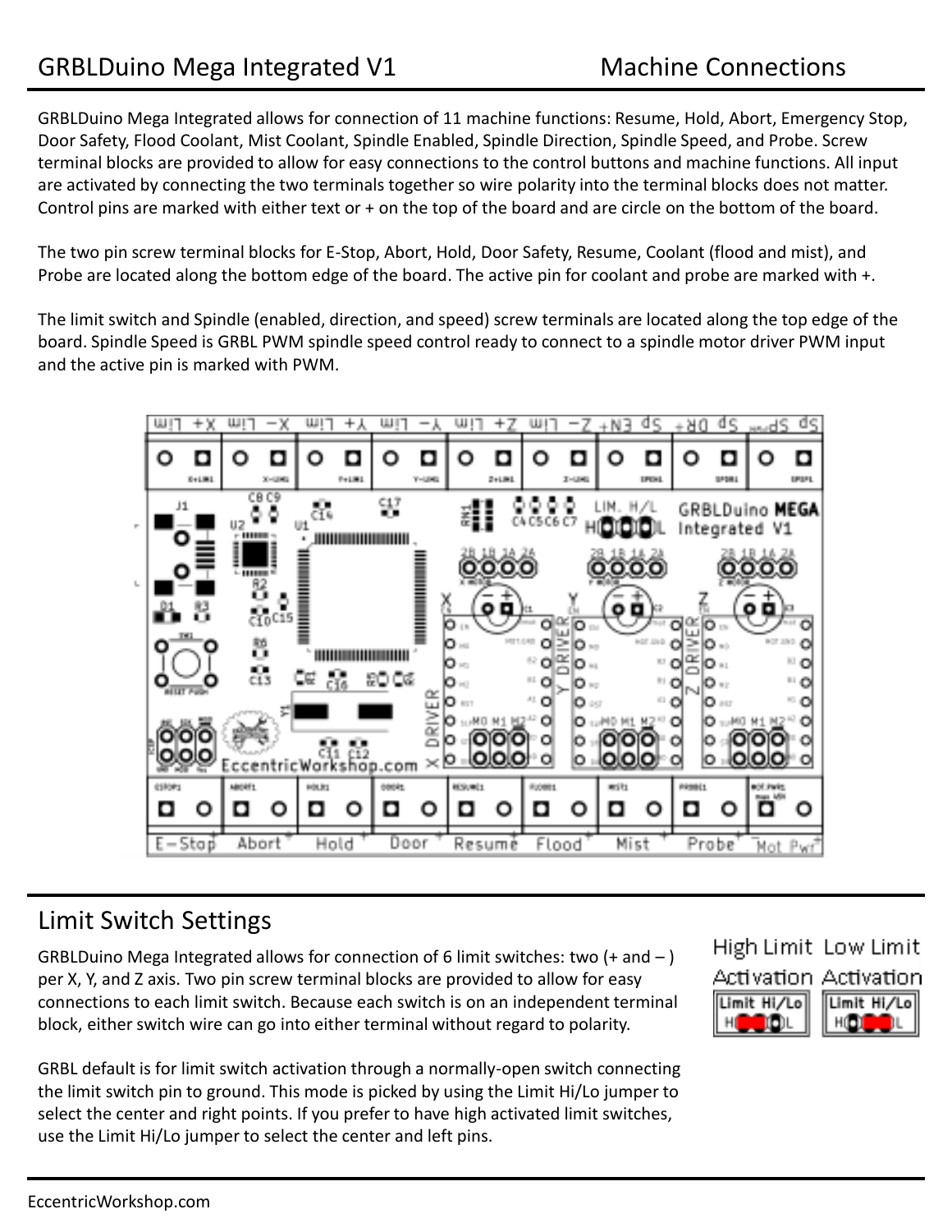## GRBLDuino Mega Integrated V1 — Machine Connections

GRBLDuino Mega Integrated allows for connection of 11 machine functions: Resume, Hold, Abort, Emergency Stop, Door Safety, Flood Coolant, Mist Coolant, Spindle Enabled, Spindle Direction, Spindle Speed, and Probe. Screw terminal blocks are provided to allow for easy connections to the control buttons and machine functions. All input are activated by connecting the two terminals together so wire polarity into the terminal blocks does not matter. Control pins are marked with either text or + on the top of the board and are circle on the bottom of the board.

The two pin screw terminal blocks for E-Stop, Abort, Hold, Door Safety, Resume, Coolant (flood and mist), and Probe are located along the bottom edge of the board. The active pin for coolant and probe are marked with +.

The limit switch and Spindle (enabled, direction, and speed) screw terminals are located along the top edge of the board. Spindle Speed is GRBL PWM spindle speed control ready to connect to a spindle motor driver PWM input and the active pin is marked with PWM.

## Limit Switch Settings

GRBLDuino Mega Integrated allows for connection of 6 limit switches: two (+ and – ) per X, Y, and Z axis. Two pin screw terminal blocks are provided to allow for easy connections to each limit switch. Because each switch is on an independent terminal block, either switch wire can go into either terminal without regard to polarity.

GRBL default is for limit switch activation through a normally-open switch connecting the limit switch pin to ground. This mode is picked by using the Limit Hi/Lo jumper to select the center and right points. If you prefer to have high activated limit switches, use the Limit Hi/Lo jumper to select the center and left pins.

High Limit Activation | Low Limit Activation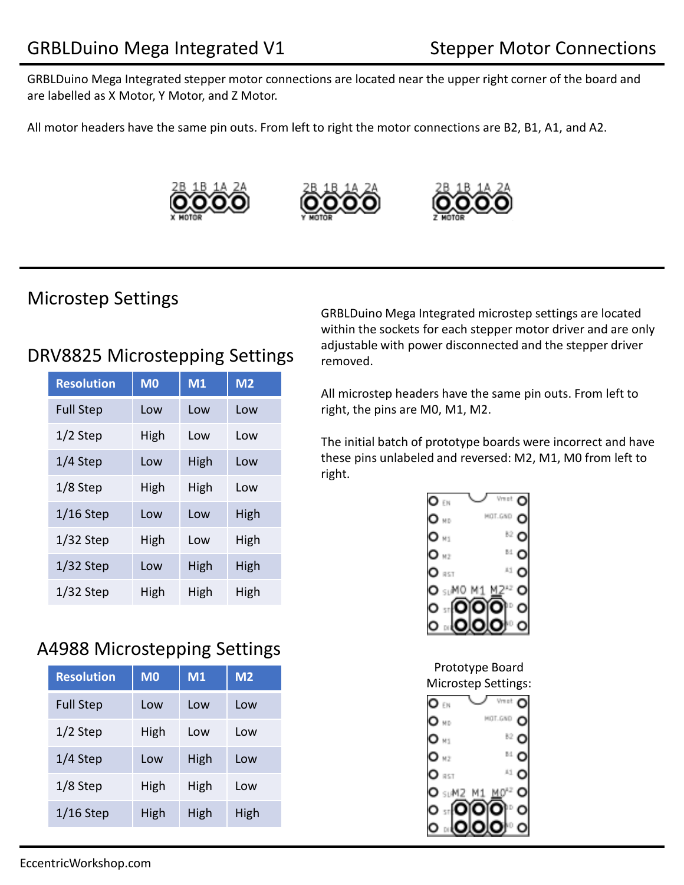GRBLDuino Mega Integrated stepper motor connections are located near the upper right corner of the board and are labelled as X Motor, Y Motor, and Z Motor.

All motor headers have the same pin outs. From left to right the motor connections are B2, B1, A1, and A2.

2B 1B 1A 2A
X MOTOR

2B 1B 1A 2A
Y MOTOR

2B 1B 1A 2A
Z MOTOR

## Microstep Settings

### DRV8825 Microstepping Settings

| Resolution | M0 | M1 | M2 |
|---|---|---|---|
| Full Step | Low | Low | Low |
| 1/2 Step | High | Low | Low |
| 1/4 Step | Low | High | Low |
| 1/8 Step | High | High | Low |
| 1/16 Step | Low | Low | High |
| 1/32 Step | High | Low | High |
| 1/32 Step | Low | High | High |
| 1/32 Step | High | High | High |

### A4988 Microstepping Settings

| Resolution | M0 | M1 | M2 |
|---|---|---|---|
| Full Step | Low | Low | Low |
| 1/2 Step | High | Low | Low |
| 1/4 Step | Low | High | Low |
| 1/8 Step | High | High | Low |
| 1/16 Step | High | High | High |

GRBLDuino Mega Integrated microstep settings are located within the sockets for each stepper motor driver and are only adjustable with power disconnected and the stepper driver removed.

All microstep headers have the same pin outs. From left to right, the pins are M0, M1, M2.

The initial batch of prototype boards were incorrect and have these pins unlabeled and reversed: M2, M1, M0 from left to right.

EN, M0, M1, M2, RST, SLP, STP, DIR — Vmot, MOT.GND, B2, B1, A1, A2, VDD, GND
M0 M1 M2

Prototype Board Microstep Settings:

EN, M0, M1, M2, RST, SLP, STP, DIR — Vmot, MOT.GND, B2, B1, A1, A2, VDD, GND
M2 M1 M0

EccentricWorkshop.com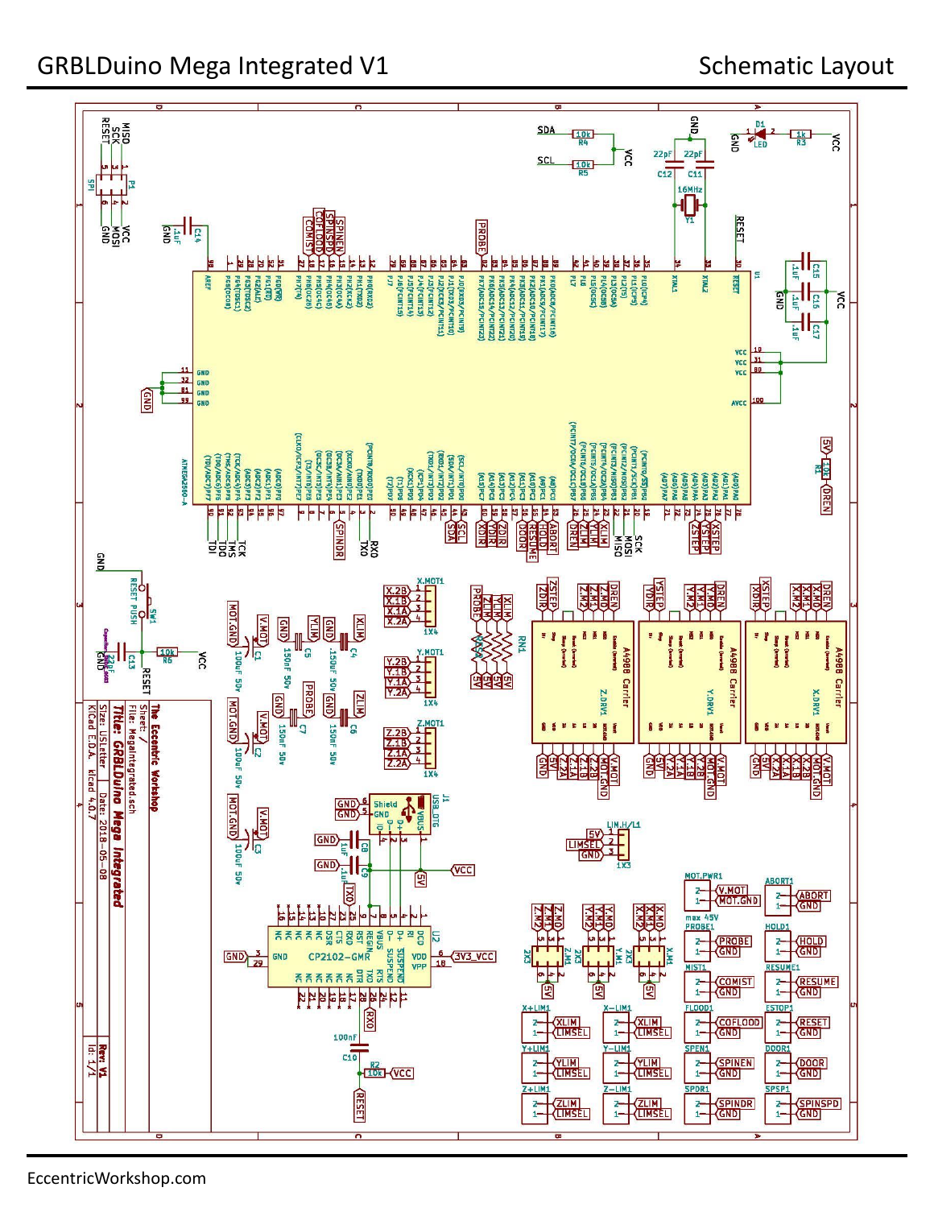The Eccentric Workshop

Sheet: /

File: MegaIntegrated.sch

**Title: GRBLDuino Mega Integrated**

Size: USLetter Date: 2018-05-08 Rev: V1

KiCad E.D.A. kicad 4.0.7 Id: 1/1